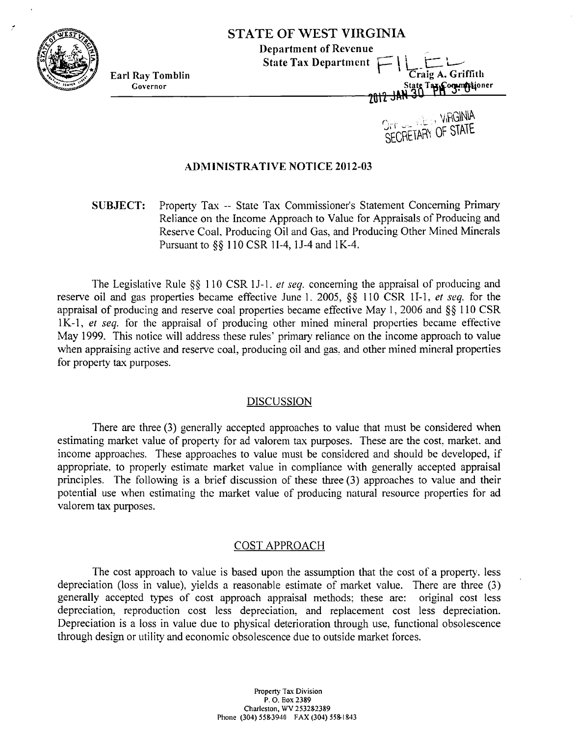# STATE OF WEST VIRGINIA

**Department of Revenue**
**State Tax Department**

**Earl Ray Tomblin**
Governor

**Craig A. Griffith**
State Tax Commissioner

FILED
2012 JAN 30 PM 3: 04
OFFICE WEST VIRGINIA
SECRETARY OF STATE

## ADMINISTRATIVE NOTICE 2012-03

**SUBJECT:** Property Tax -- State Tax Commissioner's Statement Concerning Primary Reliance on the Income Approach to Value for Appraisals of Producing and Reserve Coal, Producing Oil and Gas, and Producing Other Mined Minerals Pursuant to §§ 110 CSR 1I-4, 1J-4 and 1K-4.

The Legislative Rule §§ 110 CSR 1J-1. *et seq.* concerning the appraisal of producing and reserve oil and gas properties became effective June 1. 2005, §§ 110 CSR 1I-1, *et seq.* for the appraisal of producing and reserve coal properties became effective May 1, 2006 and §§ 110 CSR 1K-1, *et seq.* for the appraisal of producing other mined mineral properties became effective May 1999. This notice will address these rules' primary reliance on the income approach to value when appraising active and reserve coal, producing oil and gas, and other mined mineral properties for property tax purposes.

### DISCUSSION

There are three (3) generally accepted approaches to value that must be considered when estimating market value of property for ad valorem tax purposes. These are the cost, market, and income approaches. These approaches to value must be considered and should be developed, if appropriate, to properly estimate market value in compliance with generally accepted appraisal principles. The following is a brief discussion of these three (3) approaches to value and their potential use when estimating the market value of producing natural resource properties for ad valorem tax purposes.

### COST APPROACH

The cost approach to value is based upon the assumption that the cost of a property, less depreciation (loss in value), yields a reasonable estimate of market value. There are three (3) generally accepted types of cost approach appraisal methods; these are: original cost less depreciation, reproduction cost less depreciation, and replacement cost less depreciation. Depreciation is a loss in value due to physical deterioration through use, functional obsolescence through design or utility and economic obsolescence due to outside market forces.

Property Tax Division
P. O. Box 2389
Charleston, WV 25328-2389
Phone (304) 558-3940 FAX (304) 558-1843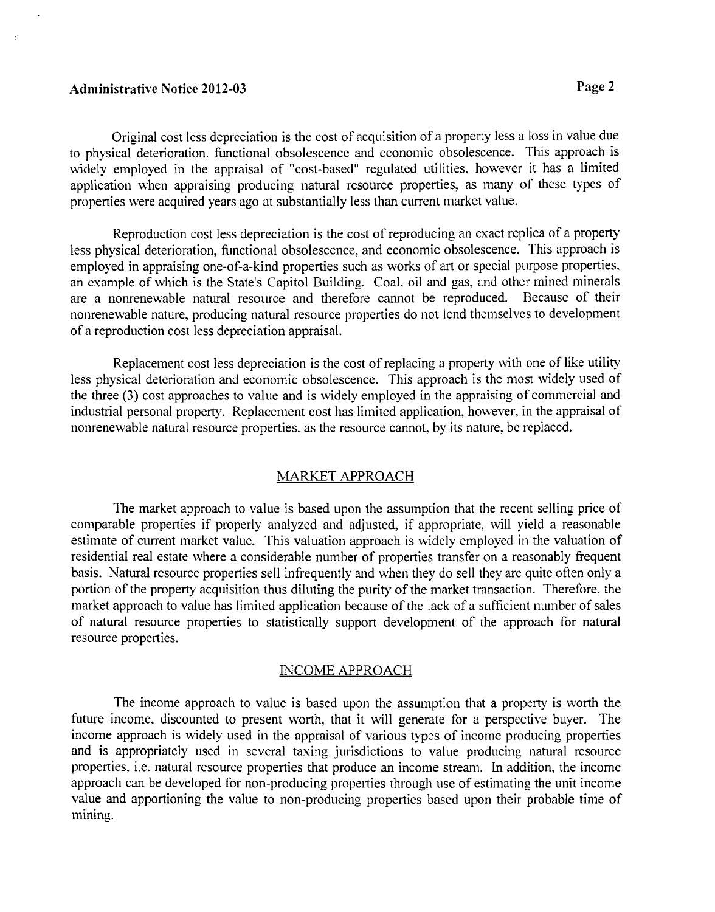Original cost less depreciation is the cost of acquisition of a property less a loss in value due to physical deterioration. functional obsolescence and economic obsolescence. This approach is widely employed in the appraisal of "cost-based" regulated utilities, however it has a limited application when appraising producing natural resource properties, as many of these types of properties were acquired years ago at substantially less than current market value.

Reproduction cost less depreciation is the cost of reproducing an exact replica of a property less physical deterioration, functional obsolescence, and economic obsolescence. This approach is employed in appraising one-of-a-kind properties such as works of art or special purpose properties, an example of which is the State's Capitol Building. Coal. oil and gas, and other mined minerals are a nonrenewable natural resource and therefore cannot be reproduced. Because of their nonrenewable nature, producing natural resource properties do not lend themselves to development of a reproduction cost less depreciation appraisal.

Replacement cost less depreciation is the cost of replacing a property with one of like utility less physical deterioration and economic obsolescence. This approach is the most widely used of the three (3) cost approaches to value and is widely employed in the appraising of commercial and industrial personal property. Replacement cost has limited application. however, in the appraisal of nonrenewable natural resource properties, as the resource cannot, by its nature, be replaced.

## MARKET APPROACH

The market approach to value is based upon the assumption that the recent selling price of comparable properties if properly analyzed and adjusted, if appropriate, will yield a reasonable estimate of current market value. This valuation approach is widely employed in the valuation of residential real estate where a considerable number of properties transfer on a reasonably frequent basis. Natural resource properties sell infrequently and when they do sell they are quite often only a portion of the property acquisition thus diluting the purity of the market transaction. Therefore. the market approach to value has limited application because of the lack of a sufficient number of sales of natural resource properties to statistically support development of the approach for natural resource properties.

## INCOME APPROACH

The income approach to value is based upon the assumption that a property is worth the future income, discounted to present worth, that it will generate for a perspective buyer. The income approach is widely used in the appraisal of various types of income producing properties and is appropriately used in several taxing jurisdictions to value producing natural resource properties, i.e. natural resource properties that produce an income stream. In addition, the income approach can be developed for non-producing properties through use of estimating the unit income value and apportioning the value to non-producing properties based upon their probable time of mining.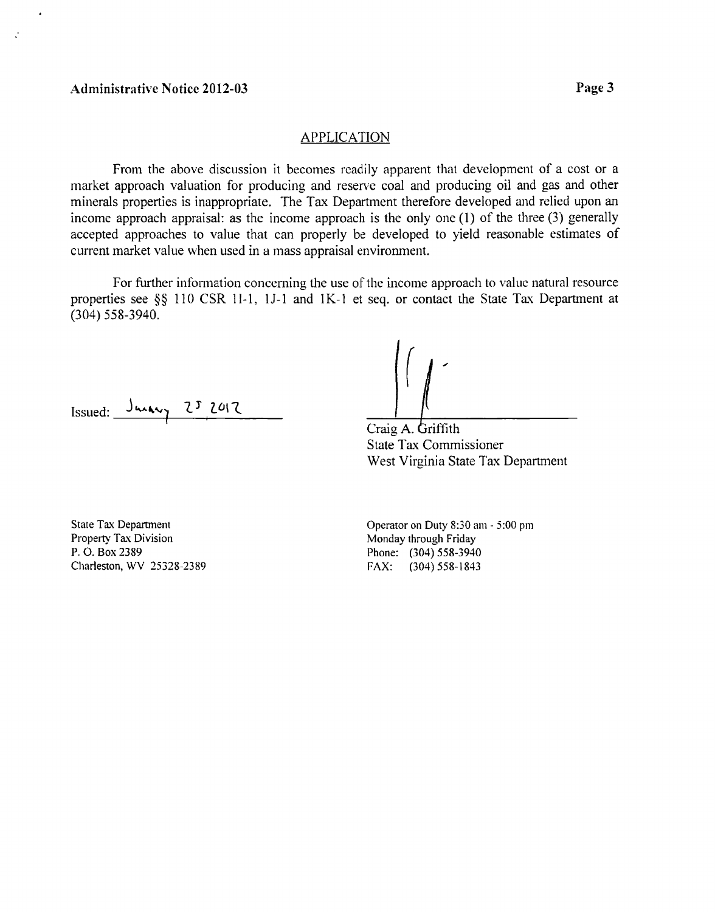## APPLICATION

From the above discussion it becomes readily apparent that development of a cost or a market approach valuation for producing and reserve coal and producing oil and gas and other minerals properties is inappropriate. The Tax Department therefore developed and relied upon an income approach appraisal: as the income approach is the only one (1) of the three (3) generally accepted approaches to value that can properly be developed to yield reasonable estimates of current market value when used in a mass appraisal environment.

For further information concerning the use of the income approach to value natural resource properties see §§ 110 CSR 1I-1, 1J-1 and 1K-1 et seq. or contact the State Tax Department at (304) 558-3940.

Issued: January 25 2012

Craig A. Griffith
State Tax Commissioner
West Virginia State Tax Department

State Tax Department
Property Tax Division
P. O. Box 2389
Charleston, WV 25328-2389

Operator on Duty 8:30 am - 5:00 pm
Monday through Friday
Phone: (304) 558-3940
FAX: (304) 558-1843